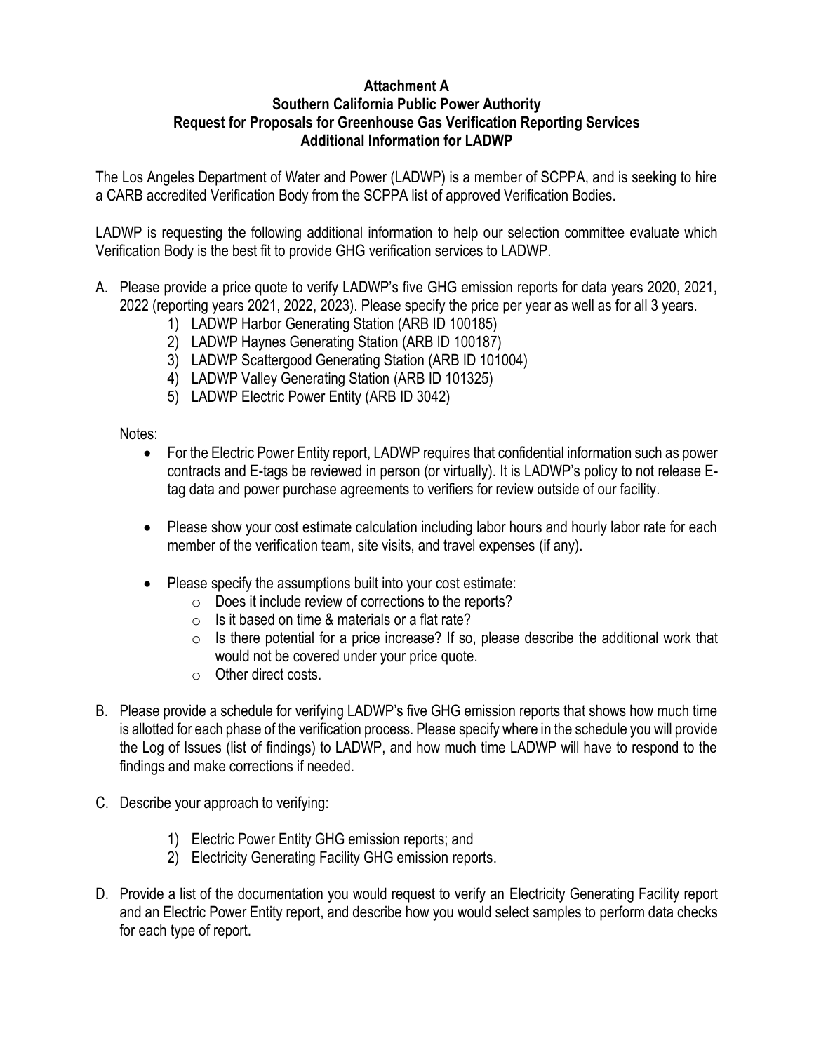**Attachment A**
**Southern California Public Power Authority**
**Request for Proposals for Greenhouse Gas Verification Reporting Services**
**Additional Information for LADWP**

The Los Angeles Department of Water and Power (LADWP) is a member of SCPPA, and is seeking to hire a CARB accredited Verification Body from the SCPPA list of approved Verification Bodies.

LADWP is requesting the following additional information to help our selection committee evaluate which Verification Body is the best fit to provide GHG verification services to LADWP.

A. Please provide a price quote to verify LADWP's five GHG emission reports for data years 2020, 2021, 2022 (reporting years 2021, 2022, 2023). Please specify the price per year as well as for all 3 years.
   1) LADWP Harbor Generating Station (ARB ID 100185)
   2) LADWP Haynes Generating Station (ARB ID 100187)
   3) LADWP Scattergood Generating Station (ARB ID 101004)
   4) LADWP Valley Generating Station (ARB ID 101325)
   5) LADWP Electric Power Entity (ARB ID 3042)

   Notes:
   - For the Electric Power Entity report, LADWP requires that confidential information such as power contracts and E-tags be reviewed in person (or virtually). It is LADWP's policy to not release E-tag data and power purchase agreements to verifiers for review outside of our facility.
   - Please show your cost estimate calculation including labor hours and hourly labor rate for each member of the verification team, site visits, and travel expenses (if any).
   - Please specify the assumptions built into your cost estimate:
     - Does it include review of corrections to the reports?
     - Is it based on time & materials or a flat rate?
     - Is there potential for a price increase? If so, please describe the additional work that would not be covered under your price quote.
     - Other direct costs.

B. Please provide a schedule for verifying LADWP's five GHG emission reports that shows how much time is allotted for each phase of the verification process. Please specify where in the schedule you will provide the Log of Issues (list of findings) to LADWP, and how much time LADWP will have to respond to the findings and make corrections if needed.

C. Describe your approach to verifying:
   1) Electric Power Entity GHG emission reports; and
   2) Electricity Generating Facility GHG emission reports.

D. Provide a list of the documentation you would request to verify an Electricity Generating Facility report and an Electric Power Entity report, and describe how you would select samples to perform data checks for each type of report.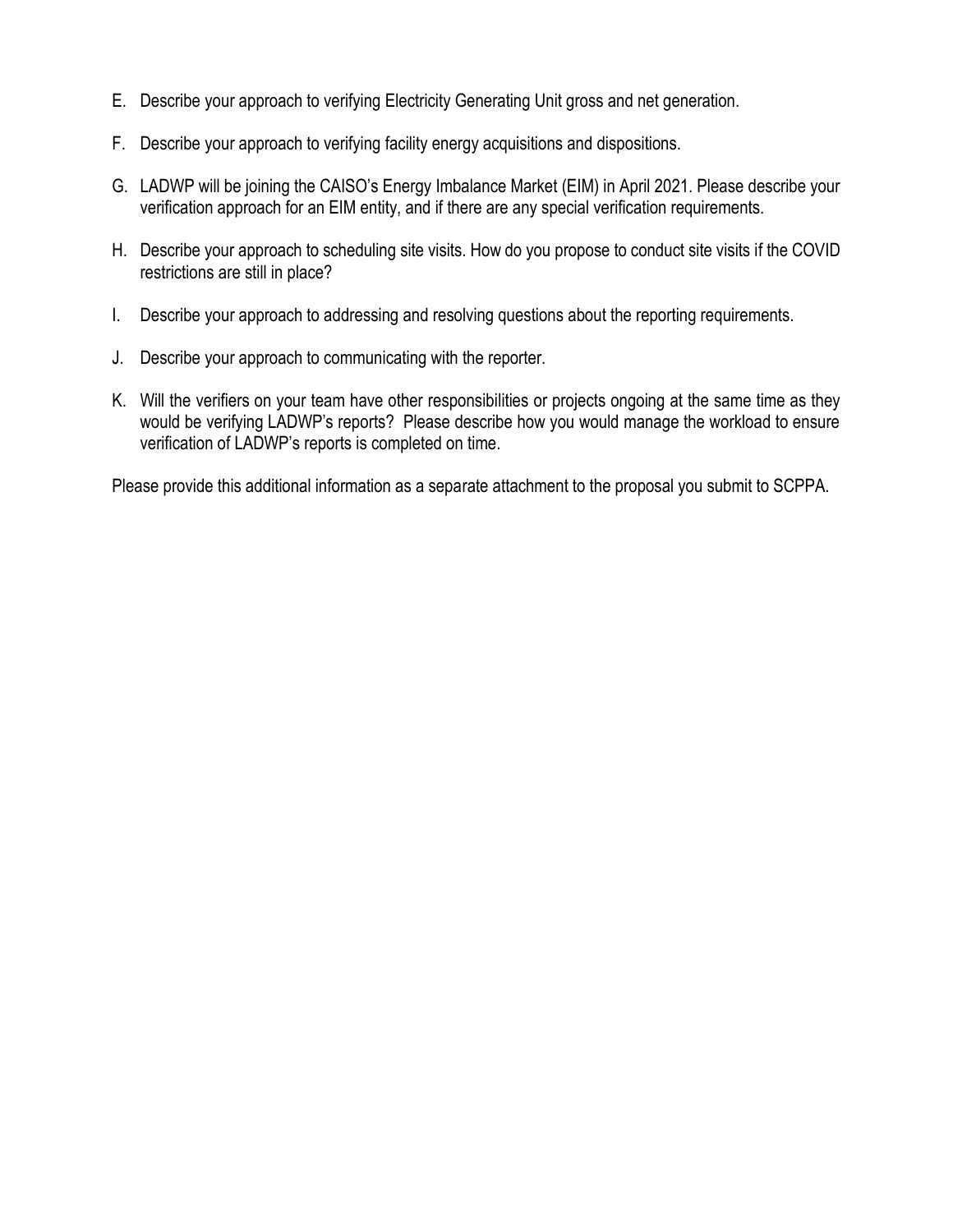E. Describe your approach to verifying Electricity Generating Unit gross and net generation.

F. Describe your approach to verifying facility energy acquisitions and dispositions.

G. LADWP will be joining the CAISO's Energy Imbalance Market (EIM) in April 2021. Please describe your verification approach for an EIM entity, and if there are any special verification requirements.

H. Describe your approach to scheduling site visits. How do you propose to conduct site visits if the COVID restrictions are still in place?

I. Describe your approach to addressing and resolving questions about the reporting requirements.

J. Describe your approach to communicating with the reporter.

K. Will the verifiers on your team have other responsibilities or projects ongoing at the same time as they would be verifying LADWP's reports? Please describe how you would manage the workload to ensure verification of LADWP's reports is completed on time.

Please provide this additional information as a separate attachment to the proposal you submit to SCPPA.